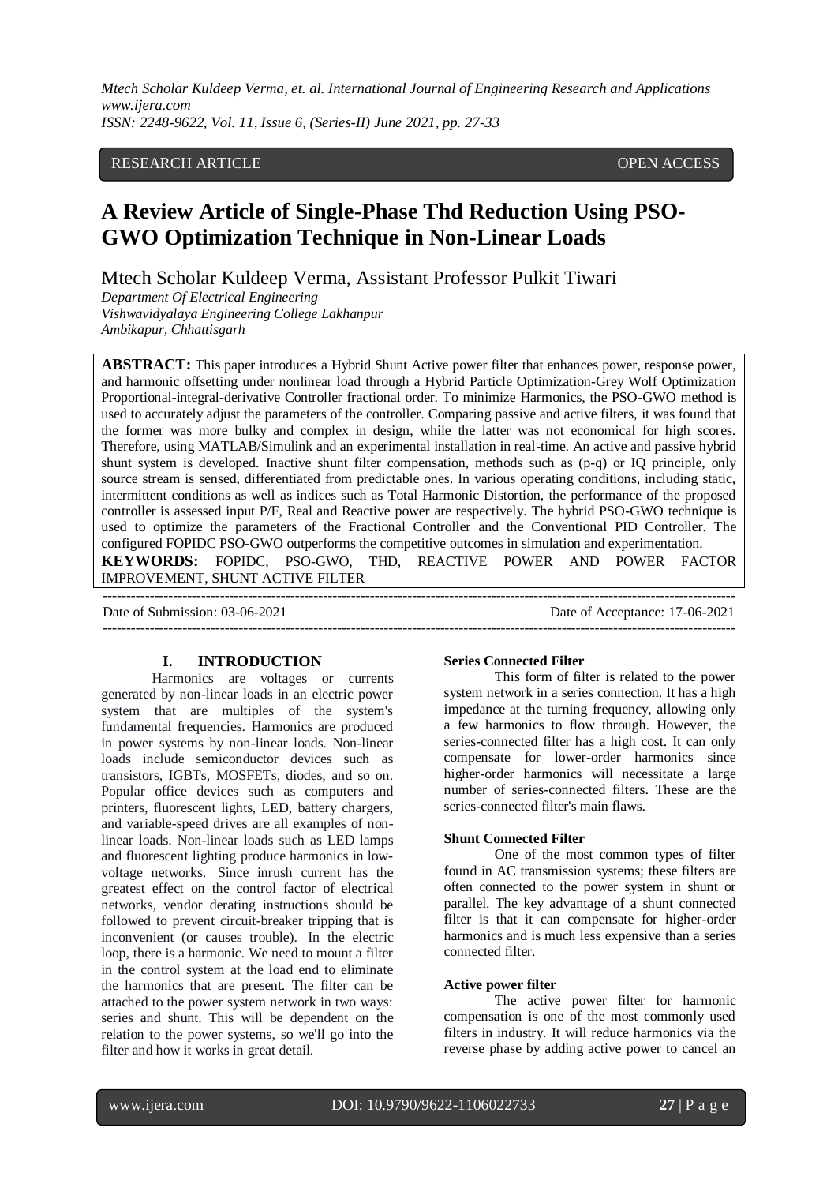RESEARCH ARTICLE OPEN ACCESS

# A Review Article of Single-Phase Thd Reduction Using PSO-GWO Optimization Technique in Non-Linear Loads

Mtech Scholar Kuldeep Verma, Assistant Professor Pulkit Tiwari

*Department Of Electrical Engineering*
*Vishwavidyalaya Engineering College Lakhanpur*
*Ambikapur, Chhattisgarh*

**ABSTRACT:** This paper introduces a Hybrid Shunt Active power filter that enhances power, response power, and harmonic offsetting under nonlinear load through a Hybrid Particle Optimization-Grey Wolf Optimization Proportional-integral-derivative Controller fractional order. To minimize Harmonics, the PSO-GWO method is used to accurately adjust the parameters of the controller. Comparing passive and active filters, it was found that the former was more bulky and complex in design, while the latter was not economical for high scores. Therefore, using MATLAB/Simulink and an experimental installation in real-time. An active and passive hybrid shunt system is developed. Inactive shunt filter compensation, methods such as (p-q) or IQ principle, only source stream is sensed, differentiated from predictable ones. In various operating conditions, including static, intermittent conditions as well as indices such as Total Harmonic Distortion, the performance of the proposed controller is assessed input P/F, Real and Reactive power are respectively. The hybrid PSO-GWO technique is used to optimize the parameters of the Fractional Controller and the Conventional PID Controller. The configured FOPIDC PSO-GWO outperforms the competitive outcomes in simulation and experimentation.

**KEYWORDS:** FOPIDC, PSO-GWO, THD, REACTIVE POWER AND POWER FACTOR IMPROVEMENT, SHUNT ACTIVE FILTER

---

Date of Submission: 03-06-2021 Date of Acceptance: 17-06-2021

---

## I. INTRODUCTION

Harmonics are voltages or currents generated by non-linear loads in an electric power system that are multiples of the system's fundamental frequencies. Harmonics are produced in power systems by non-linear loads. Non-linear loads include semiconductor devices such as transistors, IGBTs, MOSFETs, diodes, and so on. Popular office devices such as computers and printers, fluorescent lights, LED, battery chargers, and variable-speed drives are all examples of non-linear loads. Non-linear loads such as LED lamps and fluorescent lighting produce harmonics in low-voltage networks. Since inrush current has the greatest effect on the control factor of electrical networks, vendor derating instructions should be followed to prevent circuit-breaker tripping that is inconvenient (or causes trouble). In the electric loop, there is a harmonic. We need to mount a filter in the control system at the load end to eliminate the harmonics that are present. The filter can be attached to the power system network in two ways: series and shunt. This will be dependent on the relation to the power systems, so we'll go into the filter and how it works in great detail.

### Series Connected Filter

This form of filter is related to the power system network in a series connection. It has a high impedance at the turning frequency, allowing only a few harmonics to flow through. However, the series-connected filter has a high cost. It can only compensate for lower-order harmonics since higher-order harmonics will necessitate a large number of series-connected filters. These are the series-connected filter's main flaws.

### Shunt Connected Filter

One of the most common types of filter found in AC transmission systems; these filters are often connected to the power system in shunt or parallel. The key advantage of a shunt connected filter is that it can compensate for higher-order harmonics and is much less expensive than a series connected filter.

### Active power filter

The active power filter for harmonic compensation is one of the most commonly used filters in industry. It will reduce harmonics via the reverse phase by adding active power to cancel an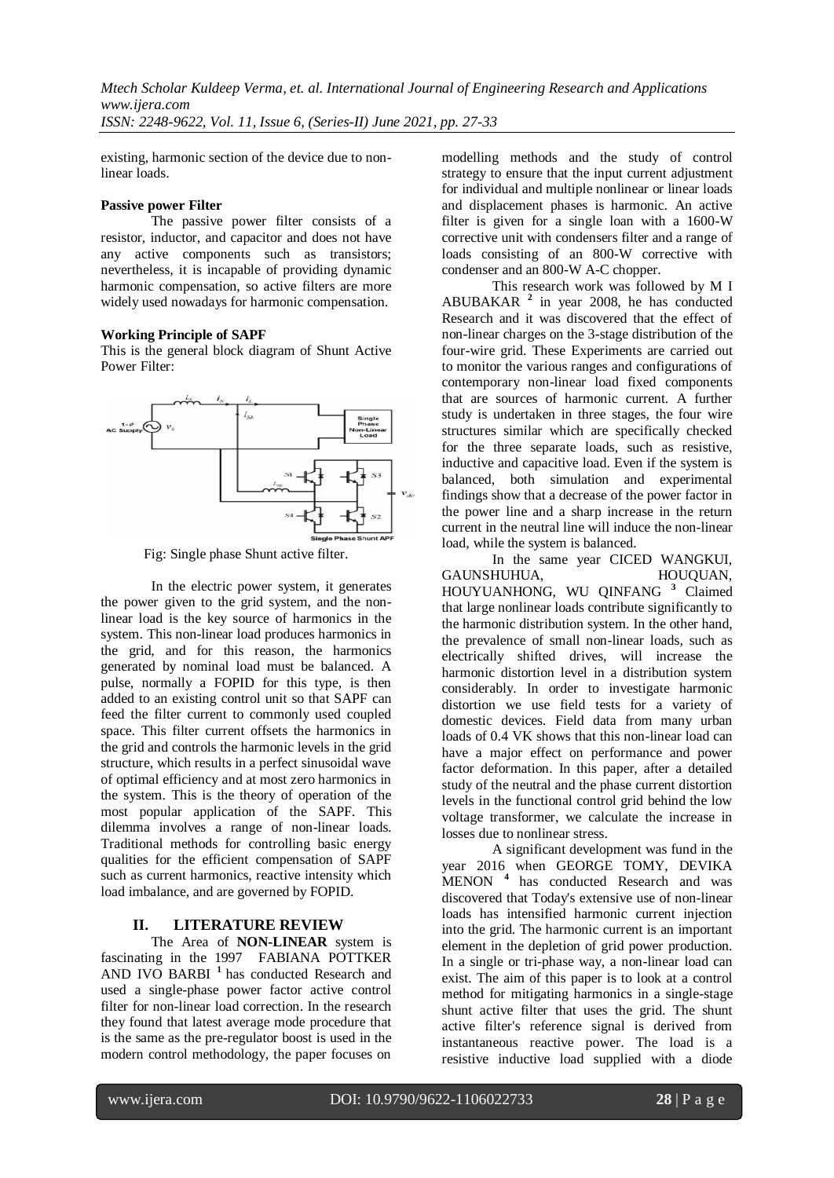existing, harmonic section of the device due to non-linear loads.

**Passive power Filter**

The passive power filter consists of a resistor, inductor, and capacitor and does not have any active components such as transistors; nevertheless, it is incapable of providing dynamic harmonic compensation, so active filters are more widely used nowadays for harmonic compensation.

**Working Principle of SAPF**

This is the general block diagram of Shunt Active Power Filter:

Fig: Single phase Shunt active filter.

In the electric power system, it generates the power given to the grid system, and the non-linear load is the key source of harmonics in the system. This non-linear load produces harmonics in the grid, and for this reason, the harmonics generated by nominal load must be balanced. A pulse, normally a FOPID for this type, is then added to an existing control unit so that SAPF can feed the filter current to commonly used coupled space. This filter current offsets the harmonics in the grid and controls the harmonic levels in the grid structure, which results in a perfect sinusoidal wave of optimal efficiency and at most zero harmonics in the system. This is the theory of operation of the most popular application of the SAPF. This dilemma involves a range of non-linear loads. Traditional methods for controlling basic energy qualities for the efficient compensation of SAPF such as current harmonics, reactive intensity which load imbalance, and are governed by FOPID.

## II. LITERATURE REVIEW

The Area of **NON-LINEAR** system is fascinating in the 1997 FABIANA POTTKER AND IVO BARBI [1] has conducted Research and used a single-phase power factor active control filter for non-linear load correction. In the research they found that latest average mode procedure that is the same as the pre-regulator boost is used in the modern control methodology, the paper focuses on modelling methods and the study of control strategy to ensure that the input current adjustment for individual and multiple nonlinear or linear loads and displacement phases is harmonic. An active filter is given for a single loan with a 1600-W corrective unit with condensers filter and a range of loads consisting of an 800-W corrective with condenser and an 800-W A-C chopper.

This research work was followed by M I ABUBAKAR [2] in year 2008, he has conducted Research and it was discovered that the effect of non-linear charges on the 3-stage distribution of the four-wire grid. These Experiments are carried out to monitor the various ranges and configurations of contemporary non-linear load fixed components that are sources of harmonic current. A further study is undertaken in three stages, the four wire structures similar which are specifically checked for the three separate loads, such as resistive, inductive and capacitive load. Even if the system is balanced, both simulation and experimental findings show that a decrease of the power factor in the power line and a sharp increase in the return current in the neutral line will induce the non-linear load, while the system is balanced.

In the same year CICED WANGKUI, GAUNSHUHUA, HOUQUAN, HOUYUANHONG, WU QINFANG [3] Claimed that large nonlinear loads contribute significantly to the harmonic distribution system. In the other hand, the prevalence of small non-linear loads, such as electrically shifted drives, will increase the harmonic distortion level in a distribution system considerably. In order to investigate harmonic distortion we use field tests for a variety of domestic devices. Field data from many urban loads of 0.4 VK shows that this non-linear load can have a major effect on performance and power factor deformation. In this paper, after a detailed study of the neutral and the phase current distortion levels in the functional control grid behind the low voltage transformer, we calculate the increase in losses due to nonlinear stress.

A significant development was fund in the year 2016 when GEORGE TOMY, DEVIKA MENON [4] has conducted Research and was discovered that Today's extensive use of non-linear loads has intensified harmonic current injection into the grid. The harmonic current is an important element in the depletion of grid power production. In a single or tri-phase way, a non-linear load can exist. The aim of this paper is to look at a control method for mitigating harmonics in a single-stage shunt active filter that uses the grid. The shunt active filter's reference signal is derived from instantaneous reactive power. The load is a resistive inductive load supplied with a diode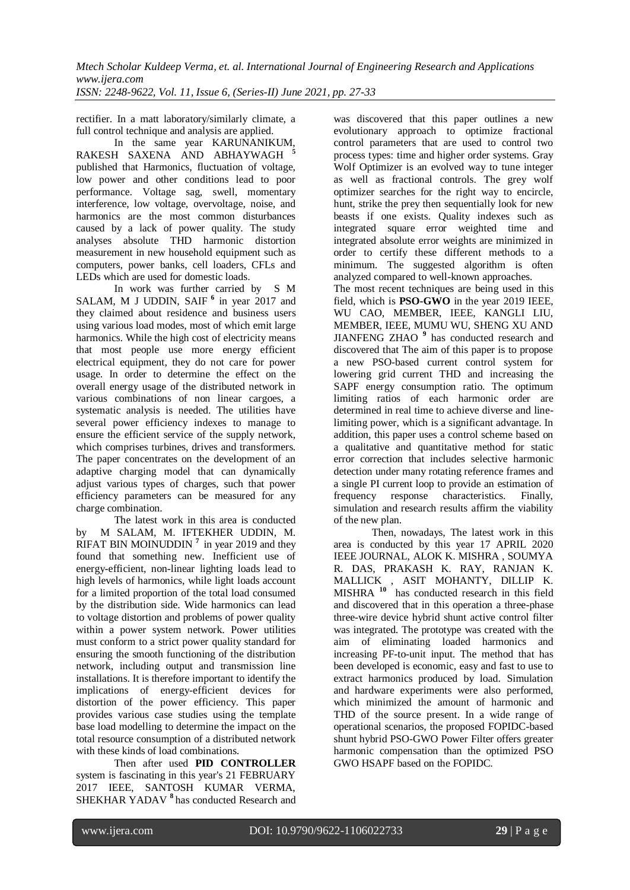rectifier. In a matt laboratory/similarly climate, a full control technique and analysis are applied.

In the same year KARUNANIKUM, RAKESH SAXENA AND ABHAYWAGH [5] published that Harmonics, fluctuation of voltage, low power and other conditions lead to poor performance. Voltage sag, swell, momentary interference, low voltage, overvoltage, noise, and harmonics are the most common disturbances caused by a lack of power quality. The study analyses absolute THD harmonic distortion measurement in new household equipment such as computers, power banks, cell loaders, CFLs and LEDs which are used for domestic loads.

In work was further carried by S M SALAM, M J UDDIN, SAIF [6] in year 2017 and they claimed about residence and business users using various load modes, most of which emit large harmonics. While the high cost of electricity means that most people use more energy efficient electrical equipment, they do not care for power usage. In order to determine the effect on the overall energy usage of the distributed network in various combinations of non linear cargoes, a systematic analysis is needed. The utilities have several power efficiency indexes to manage to ensure the efficient service of the supply network, which comprises turbines, drives and transformers. The paper concentrates on the development of an adaptive charging model that can dynamically adjust various types of charges, such that power efficiency parameters can be measured for any charge combination.

The latest work in this area is conducted by M SALAM, M. IFTEKHER UDDIN, M. RIFAT BIN MOINUDDIN [7] in year 2019 and they found that something new. Inefficient use of energy-efficient, non-linear lighting loads lead to high levels of harmonics, while light loads account for a limited proportion of the total load consumed by the distribution side. Wide harmonics can lead to voltage distortion and problems of power quality within a power system network. Power utilities must conform to a strict power quality standard for ensuring the smooth functioning of the distribution network, including output and transmission line installations. It is therefore important to identify the implications of energy-efficient devices for distortion of the power efficiency. This paper provides various case studies using the template base load modelling to determine the impact on the total resource consumption of a distributed network with these kinds of load combinations.

Then after used **PID CONTROLLER** system is fascinating in this year's 21 FEBRUARY 2017 IEEE, SANTOSH KUMAR VERMA, SHEKHAR YADAV [8] has conducted Research and was discovered that this paper outlines a new evolutionary approach to optimize fractional control parameters that are used to control two process types: time and higher order systems. Gray Wolf Optimizer is an evolved way to tune integer as well as fractional controls. The grey wolf optimizer searches for the right way to encircle, hunt, strike the prey then sequentially look for new beasts if one exists. Quality indexes such as integrated square error weighted time and integrated absolute error weights are minimized in order to certify these different methods to a minimum. The suggested algorithm is often analyzed compared to well-known approaches.

The most recent techniques are being used in this field, which is **PSO-GWO** in the year 2019 IEEE, WU CAO, MEMBER, IEEE, KANGLI LIU, MEMBER, IEEE, MUMU WU, SHENG XU AND JIANFENG ZHAO [9] has conducted research and discovered that The aim of this paper is to propose a new PSO-based current control system for lowering grid current THD and increasing the SAPF energy consumption ratio. The optimum limiting ratios of each harmonic order are determined in real time to achieve diverse and line-limiting power, which is a significant advantage. In addition, this paper uses a control scheme based on a qualitative and quantitative method for static error correction that includes selective harmonic detection under many rotating reference frames and a single PI current loop to provide an estimation of frequency response characteristics. Finally, simulation and research results affirm the viability of the new plan.

Then, nowadays, The latest work in this area is conducted by this year 17 APRIL 2020 IEEE JOURNAL, ALOK K. MISHRA , SOUMYA R. DAS, PRAKASH K. RAY, RANJAN K. MALLICK , ASIT MOHANTY, DILLIP K. MISHRA [10] has conducted research in this field and discovered that in this operation a three-phase three-wire device hybrid shunt active control filter was integrated. The prototype was created with the aim of eliminating loaded harmonics and increasing PF-to-unit input. The method that has been developed is economic, easy and fast to use to extract harmonics produced by load. Simulation and hardware experiments were also performed, which minimized the amount of harmonic and THD of the source present. In a wide range of operational scenarios, the proposed FOPIDC-based shunt hybrid PSO-GWO Power Filter offers greater harmonic compensation than the optimized PSO GWO HSAPF based on the FOPIDC.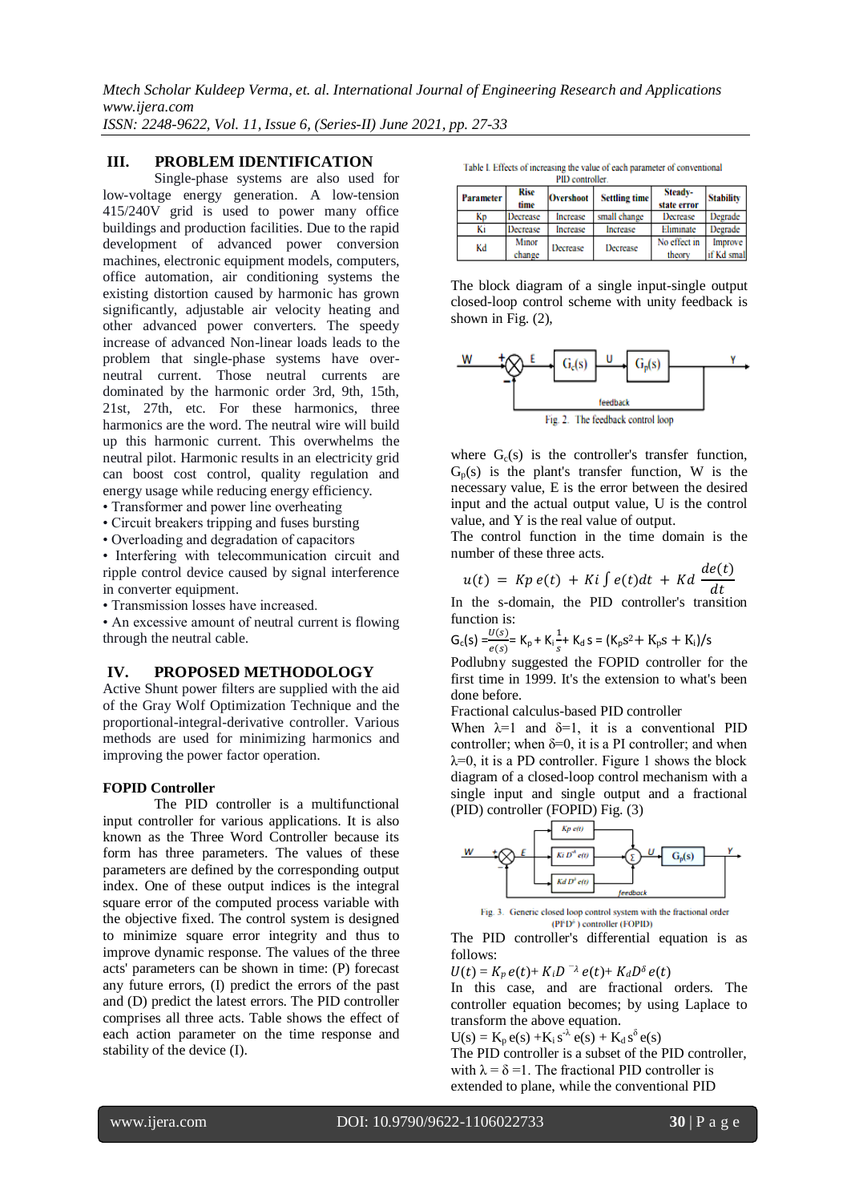## III. PROBLEM IDENTIFICATION

Single-phase systems are also used for low-voltage energy generation. A low-tension 415/240V grid is used to power many office buildings and production facilities. Due to the rapid development of advanced power conversion machines, electronic equipment models, computers, office automation, air conditioning systems the existing distortion caused by harmonic has grown significantly, adjustable air velocity heating and other advanced power converters. The speedy increase of advanced Non-linear loads leads to the problem that single-phase systems have over-neutral current. Those neutral currents are dominated by the harmonic order 3rd, 9th, 15th, 21st, 27th, etc. For these harmonics, three harmonics are the word. The neutral wire will build up this harmonic current. This overwhelms the neutral pilot. Harmonic results in an electricity grid can boost cost control, quality regulation and energy usage while reducing energy efficiency.

- Transformer and power line overheating
- Circuit breakers tripping and fuses bursting
- Overloading and degradation of capacitors
- Interfering with telecommunication circuit and ripple control device caused by signal interference in converter equipment.
- Transmission losses have increased.
- An excessive amount of neutral current is flowing through the neutral cable.

## IV. PROPOSED METHODOLOGY

Active Shunt power filters are supplied with the aid of the Gray Wolf Optimization Technique and the proportional-integral-derivative controller. Various methods are used for minimizing harmonics and improving the power factor operation.

### FOPID Controller

The PID controller is a multifunctional input controller for various applications. It is also known as the Three Word Controller because its form has three parameters. The values of these parameters are defined by the corresponding output index. One of these output indices is the integral square error of the computed process variable with the objective fixed. The control system is designed to minimize square error integrity and thus to improve dynamic response. The values of the three acts' parameters can be shown in time: (P) forecast any future errors, (I) predict the errors of the past and (D) predict the latest errors. The PID controller comprises all three acts. Table shows the effect of each action parameter on the time response and stability of the device (I).

Table I. Effects of increasing the value of each parameter of conventional PID controller.

| Parameter | Rise time | Overshoot | Settling time | Steady-state error | Stability |
|---|---|---|---|---|---|
| Kp | Decrease | Increase | small change | Decrease | Degrade |
| Ki | Decrease | Increase | Increase | Eliminate | Degrade |
| Kd | Minor change | Decrease | Decrease | No effect in theory | Improve if Kd small |

The block diagram of a single input-single output closed-loop control scheme with unity feedback is shown in Fig. (2),

Fig. 2. The feedback control loop

where $G_c(s)$ is the controller's transfer function, $G_p(s)$ is the plant's transfer function, W is the necessary value, E is the error between the desired input and the actual output value, U is the control value, and Y is the real value of output.

The control function in the time domain is the number of these three acts.

$$u(t) = Kp\, e(t) + Ki \int e(t)dt + Kd\,\frac{de(t)}{dt}$$

In the s-domain, the PID controller's transition function is:

$$G_c(s) = \frac{U(s)}{e(s)} = K_p + K_i\frac{1}{s} + K_d\, s = (K_p s^2 + K_p s + K_i)/s$$

Podlubny suggested the FOPID controller for the first time in 1999. It's the extension to what's been done before.

Fractional calculus-based PID controller

When $\lambda$=1 and $\delta$=1, it is a conventional PID controller; when $\delta$=0, it is a PI controller; and when $\lambda$=0, it is a PD controller. Figure 1 shows the block diagram of a closed-loop control mechanism with a single input and single output and a fractional (PID) controller (FOPID) Fig. (3)

Fig. 3. Generic closed loop control system with the fractional order ($PI^{\lambda}D^{\delta}$) controller (FOPID)

The PID controller's differential equation is as follows:

$$U(t) = K_p\, e(t) + K_i D^{-\lambda}\, e(t) + K_d D^{\delta}\, e(t)$$

In this case, and are fractional orders. The controller equation becomes; by using Laplace to transform the above equation.

$$U(s) = K_p\, e(s) + K_i\, s^{-\lambda}\, e(s) + K_d\, s^{\delta}\, e(s)$$

The PID controller is a subset of the PID controller, with $\lambda = \delta = 1$. The fractional PID controller is extended to plane, while the conventional PID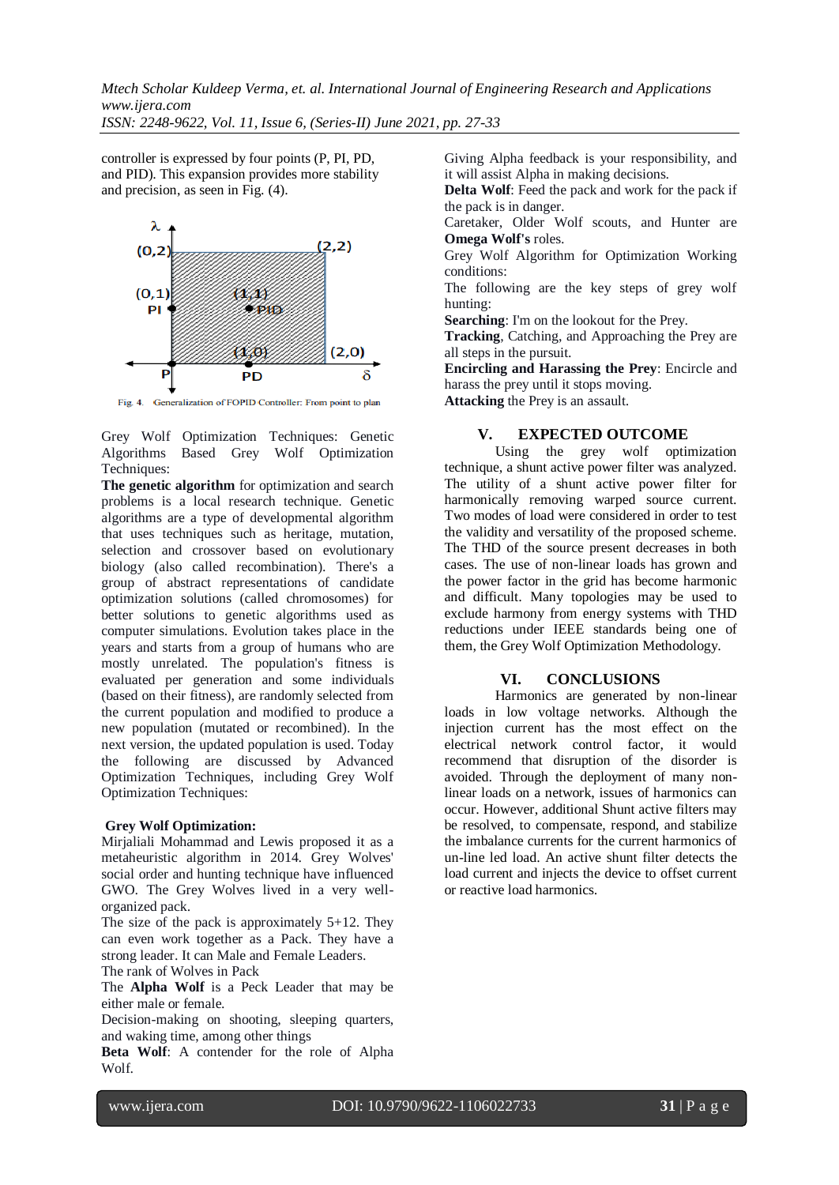controller is expressed by four points (P, PI, PD, and PID). This expansion provides more stability and precision, as seen in Fig. (4).

Fig. 4. Generalization of FOPID Controller: From point to plan

Grey Wolf Optimization Techniques: Genetic Algorithms Based Grey Wolf Optimization Techniques:

**The genetic algorithm** for optimization and search problems is a local research technique. Genetic algorithms are a type of developmental algorithm that uses techniques such as heritage, mutation, selection and crossover based on evolutionary biology (also called recombination). There's a group of abstract representations of candidate optimization solutions (called chromosomes) for better solutions to genetic algorithms used as computer simulations. Evolution takes place in the years and starts from a group of humans who are mostly unrelated. The population's fitness is evaluated per generation and some individuals (based on their fitness), are randomly selected from the current population and modified to produce a new population (mutated or recombined). In the next version, the updated population is used. Today the following are discussed by Advanced Optimization Techniques, including Grey Wolf Optimization Techniques:

**Grey Wolf Optimization:**

Mirjaliali Mohammad and Lewis proposed it as a metaheuristic algorithm in 2014. Grey Wolves' social order and hunting technique have influenced GWO. The Grey Wolves lived in a very well-organized pack.

The size of the pack is approximately 5+12. They can even work together as a Pack. They have a strong leader. It can Male and Female Leaders.

The rank of Wolves in Pack

The **Alpha Wolf** is a Peck Leader that may be either male or female.

Decision-making on shooting, sleeping quarters, and waking time, among other things

**Beta Wolf**: A contender for the role of Alpha Wolf.

Giving Alpha feedback is your responsibility, and it will assist Alpha in making decisions.

**Delta Wolf**: Feed the pack and work for the pack if the pack is in danger.

Caretaker, Older Wolf scouts, and Hunter are **Omega Wolf's** roles.

Grey Wolf Algorithm for Optimization Working conditions:

The following are the key steps of grey wolf hunting:

**Searching**: I'm on the lookout for the Prey.

**Tracking**, Catching, and Approaching the Prey are all steps in the pursuit.

**Encircling and Harassing the Prey**: Encircle and harass the prey until it stops moving.

**Attacking** the Prey is an assault.

## V. EXPECTED OUTCOME

Using the grey wolf optimization technique, a shunt active power filter was analyzed. The utility of a shunt active power filter for harmonically removing warped source current. Two modes of load were considered in order to test the validity and versatility of the proposed scheme. The THD of the source present decreases in both cases. The use of non-linear loads has grown and the power factor in the grid has become harmonic and difficult. Many topologies may be used to exclude harmony from energy systems with THD reductions under IEEE standards being one of them, the Grey Wolf Optimization Methodology.

## VI. CONCLUSIONS

Harmonics are generated by non-linear loads in low voltage networks. Although the injection current has the most effect on the electrical network control factor, it would recommend that disruption of the disorder is avoided. Through the deployment of many non-linear loads on a network, issues of harmonics can occur. However, additional Shunt active filters may be resolved, to compensate, respond, and stabilize the imbalance currents for the current harmonics of un-line led load. An active shunt filter detects the load current and injects the device to offset current or reactive load harmonics.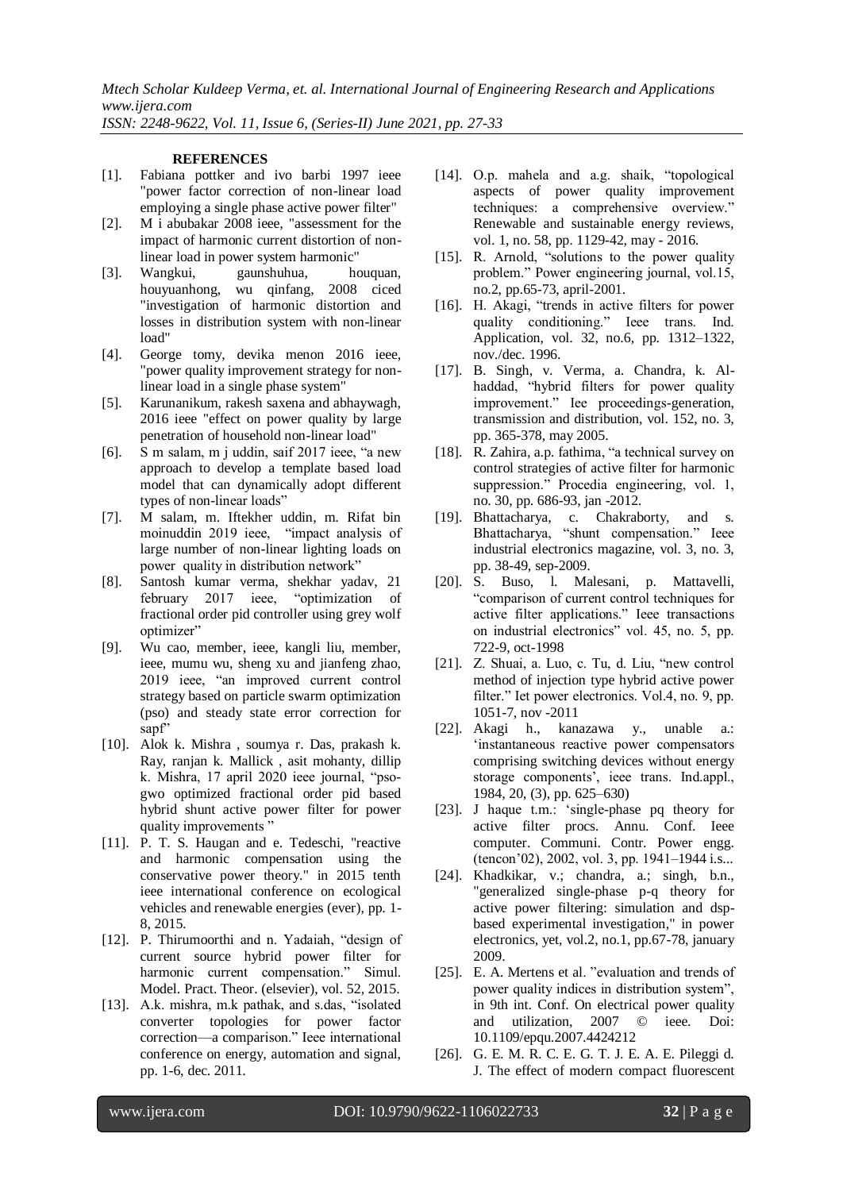**REFERENCES**

[1]. Fabiana pottker and ivo barbi 1997 ieee "power factor correction of non-linear load employing a single phase active power filter"

[2]. M i abubakar 2008 ieee, "assessment for the impact of harmonic current distortion of non-linear load in power system harmonic"

[3]. Wangkui, gaunshuhua, houquan, houyuanhong, wu qinfang, 2008 ciced "investigation of harmonic distortion and losses in distribution system with non-linear load"

[4]. George tomy, devika menon 2016 ieee, "power quality improvement strategy for non-linear load in a single phase system"

[5]. Karunanikum, rakesh saxena and abhaywagh, 2016 ieee "effect on power quality by large penetration of household non-linear load"

[6]. S m salam, m j uddin, saif 2017 ieee, "a new approach to develop a template based load model that can dynamically adopt different types of non-linear loads"

[7]. M salam, m. Iftekher uddin, m. Rifat bin moinuddin 2019 ieee, "impact analysis of large number of non-linear lighting loads on power quality in distribution network"

[8]. Santosh kumar verma, shekhar yadav, 21 february 2017 ieee, "optimization of fractional order pid controller using grey wolf optimizer"

[9]. Wu cao, member, ieee, kangli liu, member, ieee, mumu wu, sheng xu and jianfeng zhao, 2019 ieee, "an improved current control strategy based on particle swarm optimization (pso) and steady state error correction for sapf"

[10]. Alok k. Mishra , soumya r. Das, prakash k. Ray, ranjan k. Mallick , asit mohanty, dillip k. Mishra, 17 april 2020 ieee journal, "pso-gwo optimized fractional order pid based hybrid shunt active power filter for power quality improvements "

[11]. P. T. S. Haugan and e. Tedeschi, "reactive and harmonic compensation using the conservative power theory." in 2015 tenth ieee international conference on ecological vehicles and renewable energies (ever), pp. 1-8, 2015.

[12]. P. Thirumoorthi and n. Yadaiah, "design of current source hybrid power filter for harmonic current compensation." Simul. Model. Pract. Theor. (elsevier), vol. 52, 2015.

[13]. A.k. mishra, m.k pathak, and s.das, "isolated converter topologies for power factor correction—a comparison." Ieee international conference on energy, automation and signal, pp. 1-6, dec. 2011.

[14]. O.p. mahela and a.g. shaik, "topological aspects of power quality improvement techniques: a comprehensive overview." Renewable and sustainable energy reviews, vol. 1, no. 58, pp. 1129-42, may - 2016.

[15]. R. Arnold, "solutions to the power quality problem." Power engineering journal, vol.15, no.2, pp.65-73, april-2001.

[16]. H. Akagi, "trends in active filters for power quality conditioning." Ieee trans. Ind. Application, vol. 32, no.6, pp. 1312–1322, nov./dec. 1996.

[17]. B. Singh, v. Verma, a. Chandra, k. Al-haddad, "hybrid filters for power quality improvement." Iee proceedings-generation, transmission and distribution, vol. 152, no. 3, pp. 365-378, may 2005.

[18]. R. Zahira, a.p. fathima, "a technical survey on control strategies of active filter for harmonic suppression." Procedia engineering, vol. 1, no. 30, pp. 686-93, jan -2012.

[19]. Bhattacharya, c. Chakraborty, and s. Bhattacharya, "shunt compensation." Ieee industrial electronics magazine, vol. 3, no. 3, pp. 38-49, sep-2009.

[20]. S. Buso, l. Malesani, p. Mattavelli, "comparison of current control techniques for active filter applications." Ieee transactions on industrial electronics" vol. 45, no. 5, pp. 722-9, oct-1998

[21]. Z. Shuai, a. Luo, c. Tu, d. Liu, "new control method of injection type hybrid active power filter." Iet power electronics. Vol.4, no. 9, pp. 1051-7, nov -2011

[22]. Akagi h., kanazawa y., unable a.: 'instantaneous reactive power compensators comprising switching devices without energy storage components', ieee trans. Ind.appl., 1984, 20, (3), pp. 625–630)

[23]. J haque t.m.: 'single-phase pq theory for active filter procs. Annu. Conf. Ieee computer. Communi. Contr. Power engg. (tencon'02), 2002, vol. 3, pp. 1941–1944 i.s...

[24]. Khadkikar, v.; chandra, a.; singh, b.n., "generalized single-phase p-q theory for active power filtering: simulation and dsp-based experimental investigation," in power electronics, yet, vol.2, no.1, pp.67-78, january 2009.

[25]. E. A. Mertens et al. "evaluation and trends of power quality indices in distribution system", in 9th int. Conf. On electrical power quality and utilization, 2007 © ieee. Doi: 10.1109/epqu.2007.4424212

[26]. G. E. M. R. C. E. G. T. J. E. A. E. Pileggi d. J. The effect of modern compact fluorescent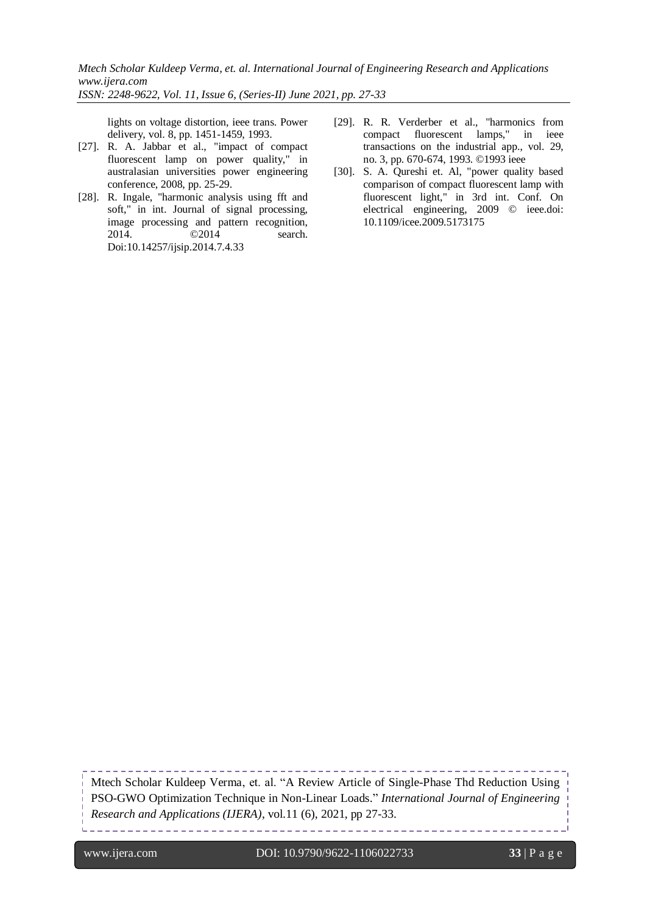lights on voltage distortion, ieee trans. Power delivery, vol. 8, pp. 1451-1459, 1993.

[27]. R. A. Jabbar et al., "impact of compact fluorescent lamp on power quality," in australasian universities power engineering conference, 2008, pp. 25-29.

[28]. R. Ingale, "harmonic analysis using fft and soft," in int. Journal of signal processing, image processing and pattern recognition, 2014. ©2014 search. Doi:10.14257/ijsip.2014.7.4.33

[29]. R. R. Verderber et al., "harmonics from compact fluorescent lamps," in ieee transactions on the industrial app., vol. 29, no. 3, pp. 670-674, 1993. ©1993 ieee

[30]. S. A. Qureshi et. Al, "power quality based comparison of compact fluorescent lamp with fluorescent light," in 3rd int. Conf. On electrical engineering, 2009 © ieee.doi: 10.1109/icee.2009.5173175

Mtech Scholar Kuldeep Verma, et. al. "A Review Article of Single-Phase Thd Reduction Using PSO-GWO Optimization Technique in Non-Linear Loads." *International Journal of Engineering Research and Applications (IJERA)*, vol.11 (6), 2021, pp 27-33.